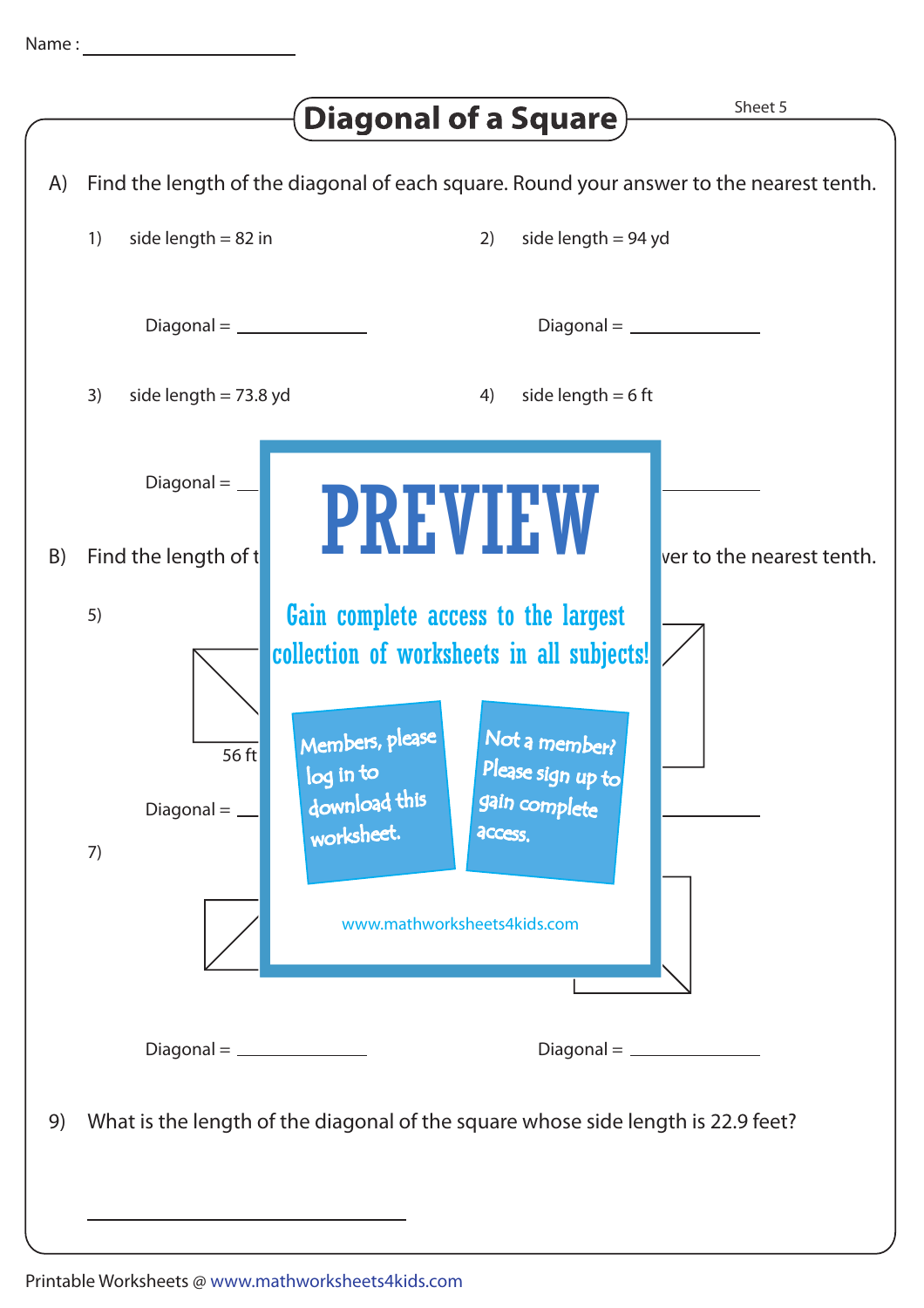Name : ____________________

# Diagonal of a Square

Sheet 5

A) Find the length of the diagonal of each square. Round your answer to the nearest tenth.

1) side length = 82 in

Diagonal = ____________

2) side length = 94 yd

Diagonal = ____________

3) side length = 73.8 yd

Diagonal = ____________

4) side length = 6 ft

Diagonal = ____________

B) Find the length of t ... ver to the nearest tenth.

5)

56 ft

Diagonal = ____________

Diagonal = ____________

7)

Diagonal = ____________

Diagonal = ____________

PREVIEW

Gain complete access to the largest collection of worksheets in all subjects!

Members, please log in to download this worksheet.

Not a member? Please sign up to gain complete access.

www.mathworksheets4kids.com

9) What is the length of the diagonal of the square whose side length is 22.9 feet?

____________________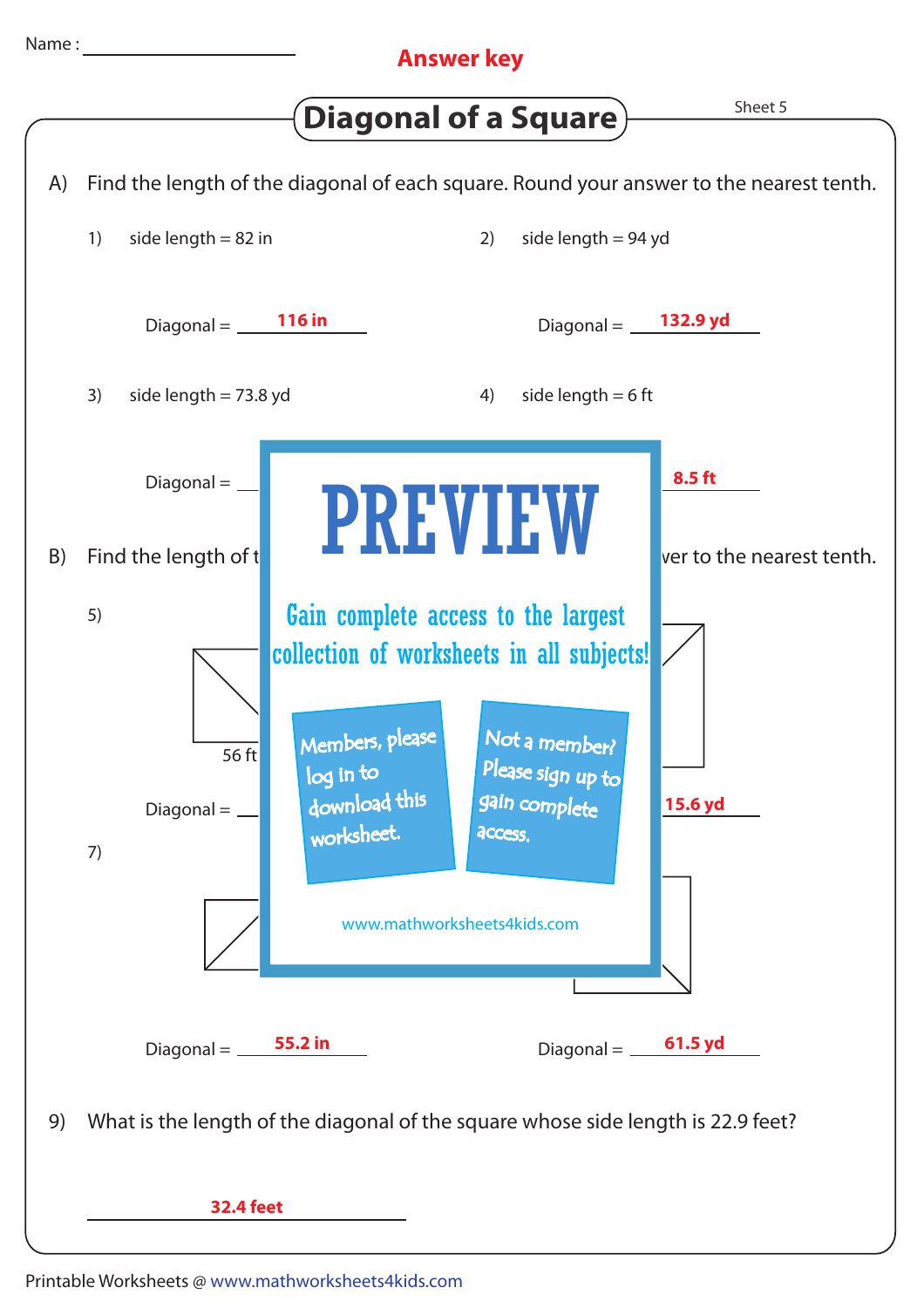Name : ______________________

**Answer key**

# Diagonal of a Square

Sheet 5

A) Find the length of the diagonal of each square. Round your answer to the nearest tenth.

1) side length = 82 in

Diagonal = **116 in**

2) side length = 94 yd

Diagonal = **132.9 yd**

3) side length = 73.8 yd

Diagonal = ______

4) side length = 6 ft

Diagonal = **8.5 ft**

B) Find the length of t... ...ver to the nearest tenth.

5)

56 ft

Diagonal = ______

Diagonal = **15.6 yd**

7)

Diagonal = **55.2 in**

Diagonal = **61.5 yd**

**PREVIEW**

Gain complete access to the largest collection of worksheets in all subjects!

Members, please log in to download this worksheet.

Not a member? Please sign up to gain complete access.

www.mathworksheets4kids.com

9) What is the length of the diagonal of the square whose side length is 22.9 feet?

**32.4 feet**

Printable Worksheets @ www.mathworksheets4kids.com